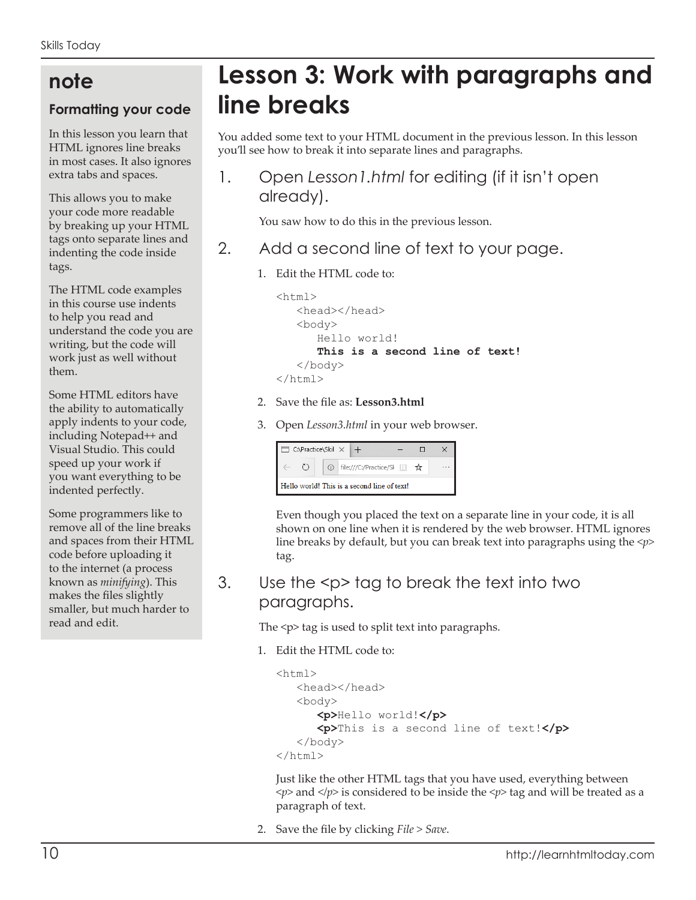# Lesson 3: Work with paragraphs and line breaks

You added some text to your HTML document in the previous lesson. In this lesson you'll see how to break it into separate lines and paragraphs.

## 1. Open *Lesson1.html* for editing (if it isn't open already).

You saw how to do this in the previous lesson.

## 2. Add a second line of text to your page.

1. Edit the HTML code to:

```
<html>
   <head></head>
   <body>
      Hello world!
      This is a second line of text!
   </body>
</html>
```

2. Save the file as: **Lesson3.html**

3. Open *Lesson3.html* in your web browser.

Even though you placed the text on a separate line in your code, it is all shown on one line when it is rendered by the web browser. HTML ignores line breaks by default, but you can break text into paragraphs using the *<p>* tag.

## 3. Use the <p> tag to break the text into two paragraphs.

The <p> tag is used to split text into paragraphs.

1. Edit the HTML code to:

```
<html>
   <head></head>
   <body>
      <p>Hello world!</p>
      <p>This is a second line of text!</p>
   </body>
</html>
```

Just like the other HTML tags that you have used, everything between *<p>* and *</p>* is considered to be inside the *<p>* tag and will be treated as a paragraph of text.

2. Save the file by clicking *File > Save*.

> **note**
>
> **Formatting your code**
>
> In this lesson you learn that HTML ignores line breaks in most cases. It also ignores extra tabs and spaces.
>
> This allows you to make your code more readable by breaking up your HTML tags onto separate lines and indenting the code inside tags.
>
> The HTML code examples in this course use indents to help you read and understand the code you are writing, but the code will work just as well without them.
>
> Some HTML editors have the ability to automatically apply indents to your code, including Notepad++ and Visual Studio. This could speed up your work if you want everything to be indented perfectly.
>
> Some programmers like to remove all of the line breaks and spaces from their HTML code before uploading it to the internet (a process known as *minifying*). This makes the files slightly smaller, but much harder to read and edit.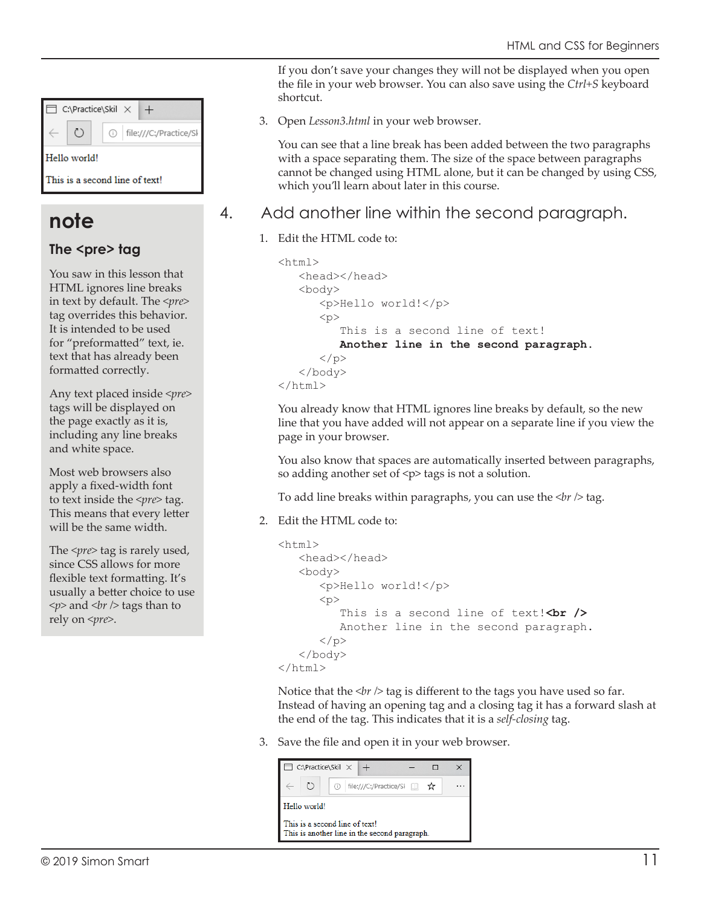If you don't save your changes they will not be displayed when you open the file in your web browser. You can also save using the *Ctrl+S* keyboard shortcut.

3. Open *Lesson3.html* in your web browser.

   You can see that a line break has been added between the two paragraphs with a space separating them. The size of the space between paragraphs cannot be changed using HTML alone, but it can be changed by using CSS, which you'll learn about later in this course.

C:\Practice\Skil

file:///C:/Practice/Sk

Hello world!

This is a second line of text!

## note

### The <pre> tag

You saw in this lesson that HTML ignores line breaks in text by default. The *<pre>* tag overrides this behavior. It is intended to be used for "preformatted" text, ie. text that has already been formatted correctly.

Any text placed inside *<pre>* tags will be displayed on the page exactly as it is, including any line breaks and white space.

Most web browsers also apply a fixed-width font to text inside the *<pre>* tag. This means that every letter will be the same width.

The *<pre>* tag is rarely used, since CSS allows for more flexible text formatting. It's usually a better choice to use *<p>* and *<br />* tags than to rely on *<pre>*.

## 4. Add another line within the second paragraph.

1. Edit the HTML code to:

```
<html>
   <head></head>
   <body>
      <p>Hello world!</p>
      <p>
         This is a second line of text!
         Another line in the second paragraph.
      </p>
   </body>
</html>
```

   You already know that HTML ignores line breaks by default, so the new line that you have added will not appear on a separate line if you view the page in your browser.

   You also know that spaces are automatically inserted between paragraphs, so adding another set of <p> tags is not a solution.

   To add line breaks within paragraphs, you can use the *<br />* tag.

2. Edit the HTML code to:

```
<html>
   <head></head>
   <body>
      <p>Hello world!</p>
      <p>
         This is a second line of text!<br />
         Another line in the second paragraph.
      </p>
   </body>
</html>
```

   Notice that the *<br />* tag is different to the tags you have used so far. Instead of having an opening tag and a closing tag it has a forward slash at the end of the tag. This indicates that it is a *self-closing* tag.

3. Save the file and open it in your web browser.

C:\Practice\Skil

file:///C:/Practice/Sl

Hello world!

This is a second line of text!
This is another line in the second paragraph.